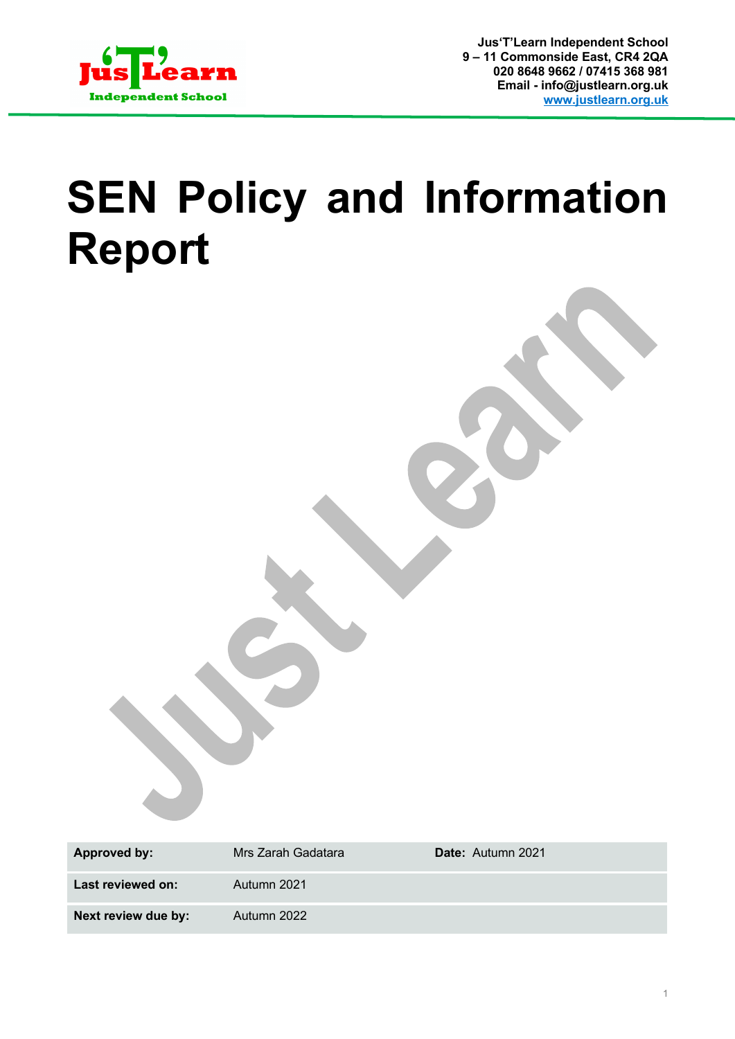Jus'T'Learn Independent School
9 – 11 Commonside East, CR4 2QA
020 8648 9662 / 07415 368 981
Email - info@justlearn.org.uk
www.justlearn.org.uk

# SEN Policy and Information Report

| **Approved by:** | Mrs Zarah Gadatara | **Date:** Autumn 2021 |
|---|---|---|
| **Last reviewed on:** | Autumn 2021 | |
| **Next review due by:** | Autumn 2022 | |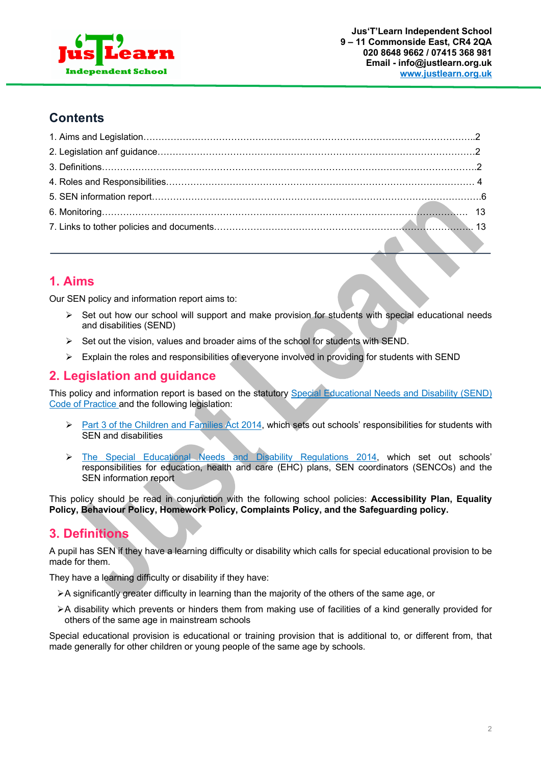## Contents

1. Aims and Legislation……………………………………………………………………………………………….2
2. Legislation anf guidance…………………………………………………………………………………………2
3. Definitions…………………………………………………………………………………………………………….2
4. Roles and Responsibilities……………………………………………………………………………………… 4
5. SEN information report…………………………………………………………………………………………….6
6. Monitoring……………………………………………………………………………………………………….. 13
7. Links to tother policies and documents…………………………………………………………………….. 13

---

## 1. Aims

Our SEN policy and information report aims to:

- Set out how our school will support and make provision for students with special educational needs and disabilities (SEND)
- Set out the vision, values and broader aims of the school for students with SEND.
- Explain the roles and responsibilities of everyone involved in providing for students with SEND

## 2. Legislation and guidance

This policy and information report is based on the statutory Special Educational Needs and Disability (SEND) Code of Practice and the following legislation:

- Part 3 of the Children and Families Act 2014, which sets out schools' responsibilities for students with SEN and disabilities
- The Special Educational Needs and Disability Regulations 2014, which set out schools' responsibilities for education, health and care (EHC) plans, SEN coordinators (SENCOs) and the SEN information report

This policy should be read in conjunction with the following school policies: **Accessibility Plan, Equality Policy, Behaviour Policy, Homework Policy, Complaints Policy, and the Safeguarding policy.**

## 3. Definitions

A pupil has SEN if they have a learning difficulty or disability which calls for special educational provision to be made for them.

They have a learning difficulty or disability if they have:

- A significantly greater difficulty in learning than the majority of the others of the same age, or
- A disability which prevents or hinders them from making use of facilities of a kind generally provided for others of the same age in mainstream schools

Special educational provision is educational or training provision that is additional to, or different from, that made generally for other children or young people of the same age by schools.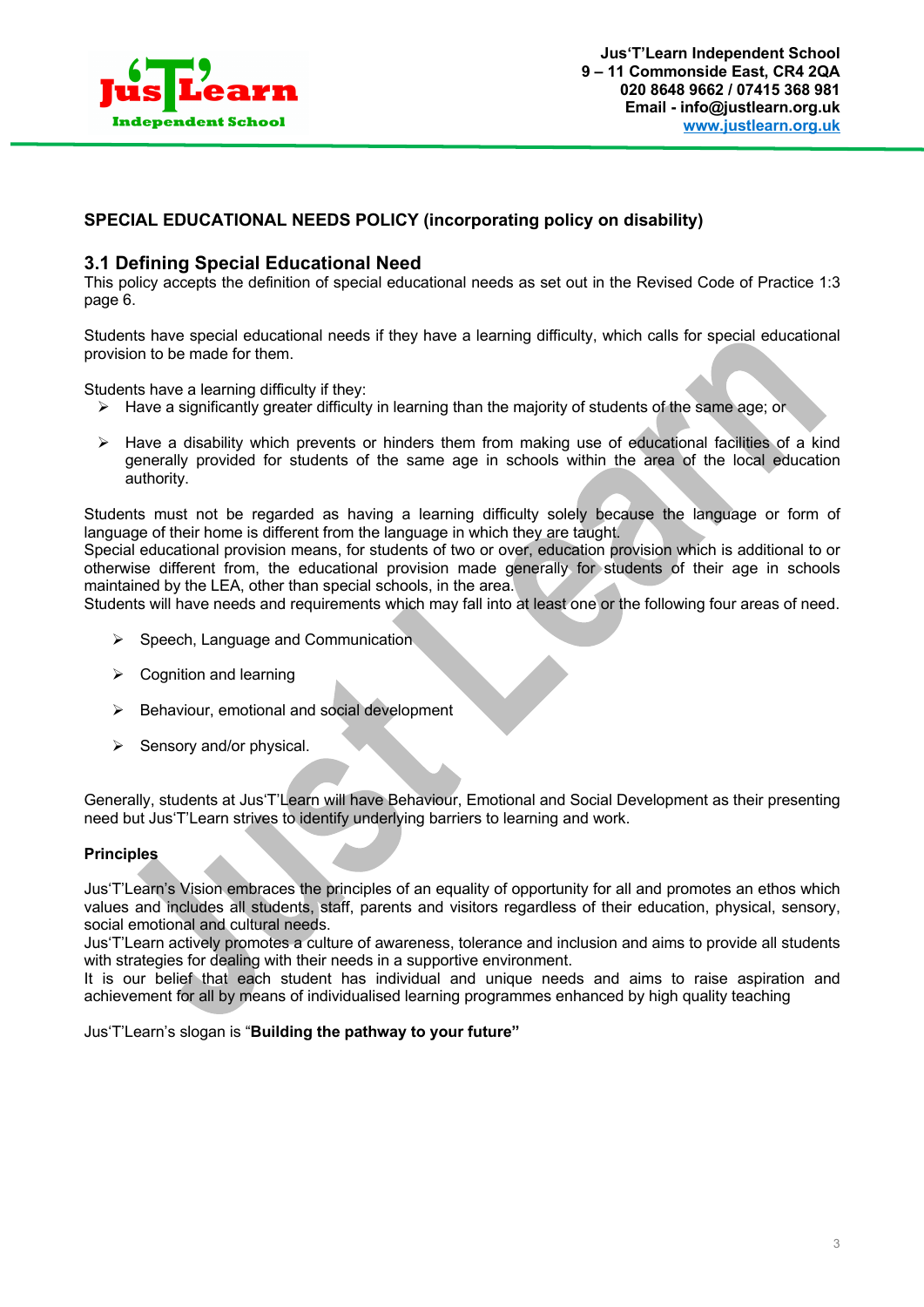## SPECIAL EDUCATIONAL NEEDS POLICY (incorporating policy on disability)

### 3.1 Defining Special Educational Need

This policy accepts the definition of special educational needs as set out in the Revised Code of Practice 1:3 page 6.

Students have special educational needs if they have a learning difficulty, which calls for special educational provision to be made for them.

Students have a learning difficulty if they:

- Have a significantly greater difficulty in learning than the majority of students of the same age; or
- Have a disability which prevents or hinders them from making use of educational facilities of a kind generally provided for students of the same age in schools within the area of the local education authority.

Students must not be regarded as having a learning difficulty solely because the language or form of language of their home is different from the language in which they are taught.
Special educational provision means, for students of two or over, education provision which is additional to or otherwise different from, the educational provision made generally for students of their age in schools maintained by the LEA, other than special schools, in the area.
Students will have needs and requirements which may fall into at least one or the following four areas of need.

- Speech, Language and Communication
- Cognition and learning
- Behaviour, emotional and social development
- Sensory and/or physical.

Generally, students at Jus'T'Learn will have Behaviour, Emotional and Social Development as their presenting need but Jus'T'Learn strives to identify underlying barriers to learning and work.

**Principles**

Jus'T'Learn's Vision embraces the principles of an equality of opportunity for all and promotes an ethos which values and includes all students, staff, parents and visitors regardless of their education, physical, sensory, social emotional and cultural needs.
Jus'T'Learn actively promotes a culture of awareness, tolerance and inclusion and aims to provide all students with strategies for dealing with their needs in a supportive environment.
It is our belief that each student has individual and unique needs and aims to raise aspiration and achievement for all by means of individualised learning programmes enhanced by high quality teaching

Jus'T'Learn's slogan is "**Building the pathway to your future"**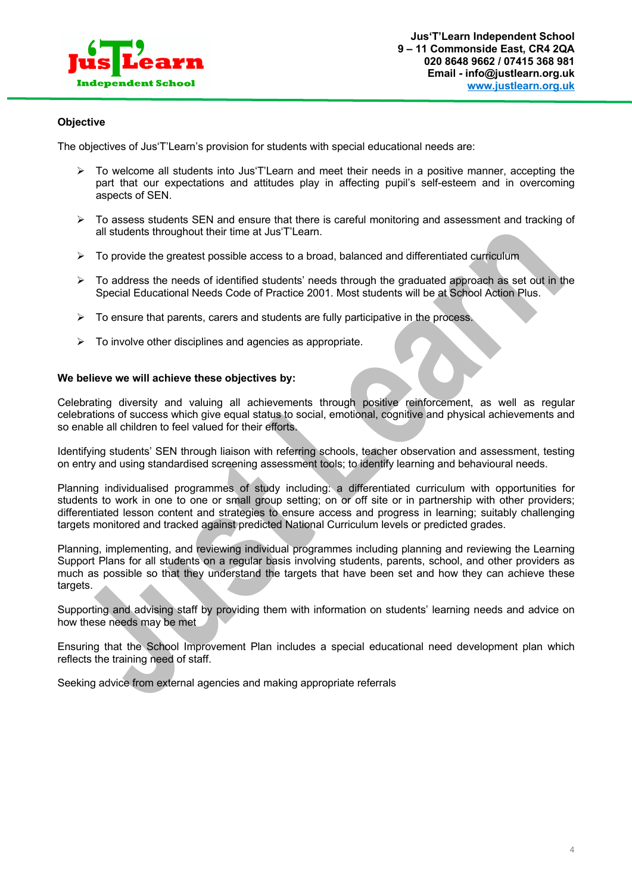**Objective**

The objectives of Jus'T'Learn's provision for students with special educational needs are:

- To welcome all students into Jus'T'Learn and meet their needs in a positive manner, accepting the part that our expectations and attitudes play in affecting pupil's self-esteem and in overcoming aspects of SEN.

- To assess students SEN and ensure that there is careful monitoring and assessment and tracking of all students throughout their time at Jus'T'Learn.

- To provide the greatest possible access to a broad, balanced and differentiated curriculum

- To address the needs of identified students' needs through the graduated approach as set out in the Special Educational Needs Code of Practice 2001. Most students will be at School Action Plus.

- To ensure that parents, carers and students are fully participative in the process.

- To involve other disciplines and agencies as appropriate.

**We believe we will achieve these objectives by:**

Celebrating diversity and valuing all achievements through positive reinforcement, as well as regular celebrations of success which give equal status to social, emotional, cognitive and physical achievements and so enable all children to feel valued for their efforts.

Identifying students' SEN through liaison with referring schools, teacher observation and assessment, testing on entry and using standardised screening assessment tools; to identify learning and behavioural needs.

Planning individualised programmes of study including: a differentiated curriculum with opportunities for students to work in one to one or small group setting; on or off site or in partnership with other providers; differentiated lesson content and strategies to ensure access and progress in learning; suitably challenging targets monitored and tracked against predicted National Curriculum levels or predicted grades.

Planning, implementing, and reviewing individual programmes including planning and reviewing the Learning Support Plans for all students on a regular basis involving students, parents, school, and other providers as much as possible so that they understand the targets that have been set and how they can achieve these targets.

Supporting and advising staff by providing them with information on students' learning needs and advice on how these needs may be met

Ensuring that the School Improvement Plan includes a special educational need development plan which reflects the training need of staff.

Seeking advice from external agencies and making appropriate referrals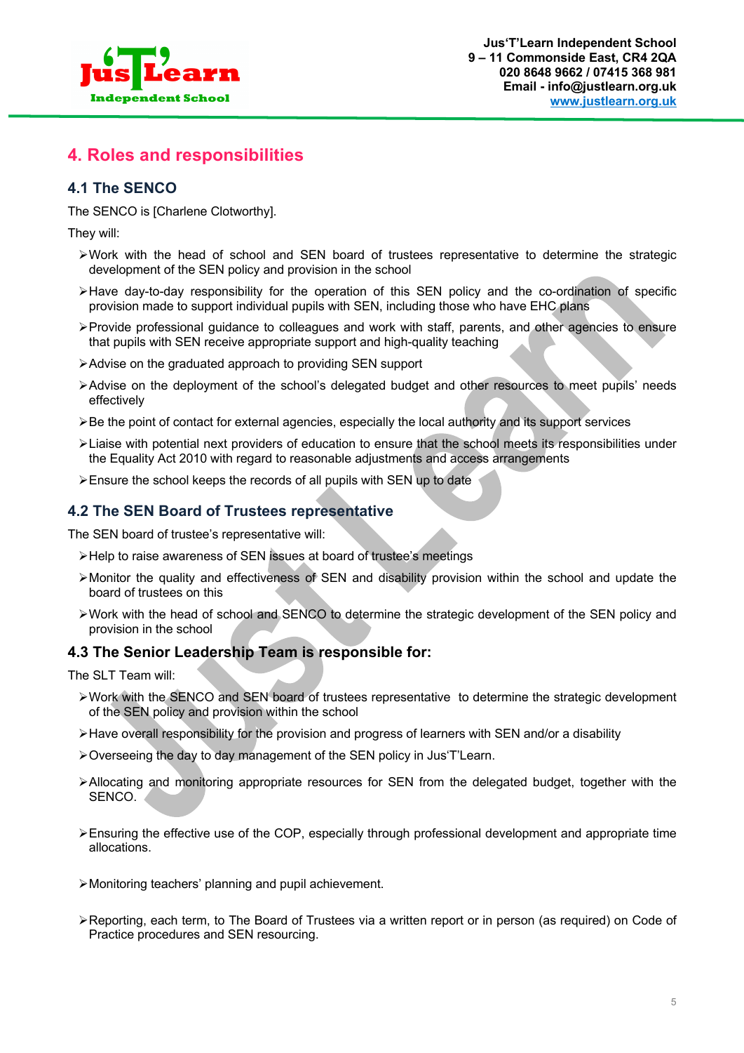## 4. Roles and responsibilities

### 4.1 The SENCO

The SENCO is [Charlene Clotworthy].

They will:

- Work with the head of school and SEN board of trustees representative to determine the strategic development of the SEN policy and provision in the school
- Have day-to-day responsibility for the operation of this SEN policy and the co-ordination of specific provision made to support individual pupils with SEN, including those who have EHC plans
- Provide professional guidance to colleagues and work with staff, parents, and other agencies to ensure that pupils with SEN receive appropriate support and high-quality teaching
- Advise on the graduated approach to providing SEN support
- Advise on the deployment of the school's delegated budget and other resources to meet pupils' needs effectively
- Be the point of contact for external agencies, especially the local authority and its support services
- Liaise with potential next providers of education to ensure that the school meets its responsibilities under the Equality Act 2010 with regard to reasonable adjustments and access arrangements
- Ensure the school keeps the records of all pupils with SEN up to date

### 4.2 The SEN Board of Trustees representative

The SEN board of trustee's representative will:

- Help to raise awareness of SEN issues at board of trustee's meetings
- Monitor the quality and effectiveness of SEN and disability provision within the school and update the board of trustees on this
- Work with the head of school and SENCO to determine the strategic development of the SEN policy and provision in the school

### 4.3 The Senior Leadership Team is responsible for:

The SLT Team will:

- Work with the SENCO and SEN board of trustees representative to determine the strategic development of the SEN policy and provision within the school
- Have overall responsibility for the provision and progress of learners with SEN and/or a disability
- Overseeing the day to day management of the SEN policy in Jus'T'Learn.
- Allocating and monitoring appropriate resources for SEN from the delegated budget, together with the SENCO.
- Ensuring the effective use of the COP, especially through professional development and appropriate time allocations.
- Monitoring teachers' planning and pupil achievement.
- Reporting, each term, to The Board of Trustees via a written report or in person (as required) on Code of Practice procedures and SEN resourcing.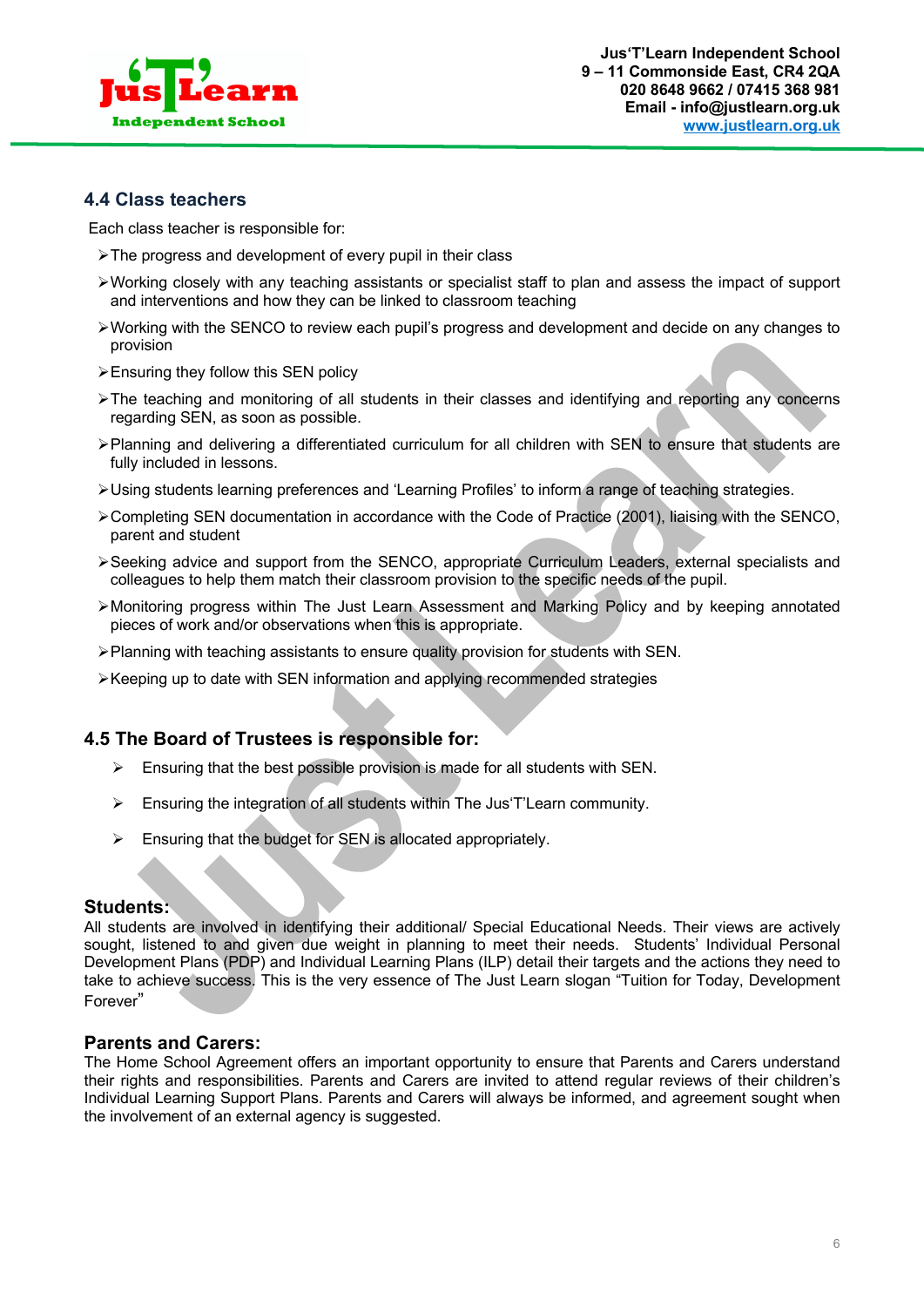### 4.4 Class teachers

Each class teacher is responsible for:

- The progress and development of every pupil in their class
- Working closely with any teaching assistants or specialist staff to plan and assess the impact of support and interventions and how they can be linked to classroom teaching
- Working with the SENCO to review each pupil's progress and development and decide on any changes to provision
- Ensuring they follow this SEN policy
- The teaching and monitoring of all students in their classes and identifying and reporting any concerns regarding SEN, as soon as possible.
- Planning and delivering a differentiated curriculum for all children with SEN to ensure that students are fully included in lessons.
- Using students learning preferences and 'Learning Profiles' to inform a range of teaching strategies.
- Completing SEN documentation in accordance with the Code of Practice (2001), liaising with the SENCO, parent and student
- Seeking advice and support from the SENCO, appropriate Curriculum Leaders, external specialists and colleagues to help them match their classroom provision to the specific needs of the pupil.
- Monitoring progress within The Just Learn Assessment and Marking Policy and by keeping annotated pieces of work and/or observations when this is appropriate.
- Planning with teaching assistants to ensure quality provision for students with SEN.
- Keeping up to date with SEN information and applying recommended strategies

### 4.5 The Board of Trustees is responsible for:

- Ensuring that the best possible provision is made for all students with SEN.
- Ensuring the integration of all students within The Jus'T'Learn community.
- Ensuring that the budget for SEN is allocated appropriately.

### Students:

All students are involved in identifying their additional/ Special Educational Needs. Their views are actively sought, listened to and given due weight in planning to meet their needs. Students' Individual Personal Development Plans (PDP) and Individual Learning Plans (ILP) detail their targets and the actions they need to take to achieve success. This is the very essence of The Just Learn slogan "Tuition for Today, Development Forever"

### Parents and Carers:

The Home School Agreement offers an important opportunity to ensure that Parents and Carers understand their rights and responsibilities. Parents and Carers are invited to attend regular reviews of their children's Individual Learning Support Plans. Parents and Carers will always be informed, and agreement sought when the involvement of an external agency is suggested.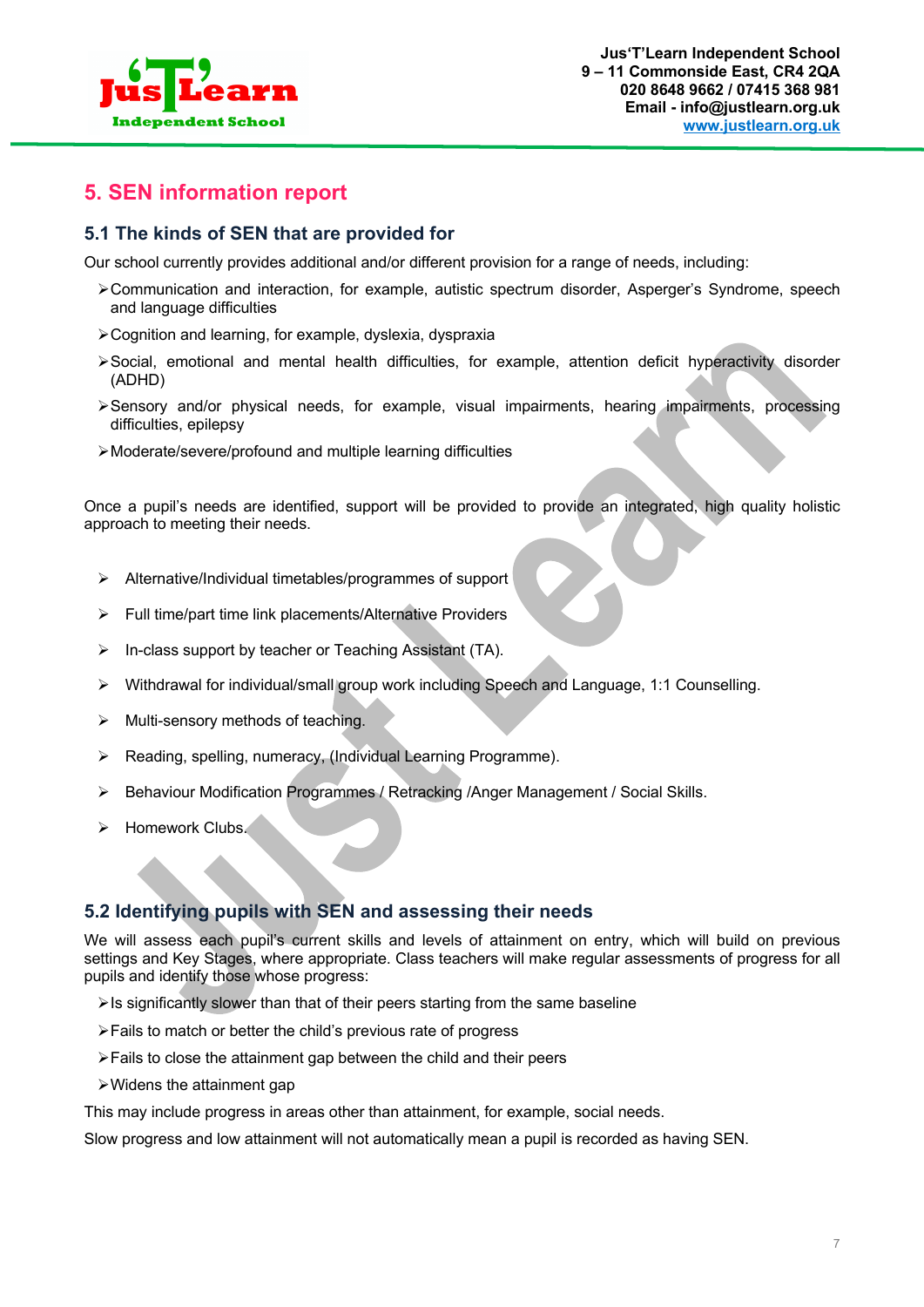## 5. SEN information report

### 5.1 The kinds of SEN that are provided for

Our school currently provides additional and/or different provision for a range of needs, including:

- Communication and interaction, for example, autistic spectrum disorder, Asperger's Syndrome, speech and language difficulties
- Cognition and learning, for example, dyslexia, dyspraxia
- Social, emotional and mental health difficulties, for example, attention deficit hyperactivity disorder (ADHD)
- Sensory and/or physical needs, for example, visual impairments, hearing impairments, processing difficulties, epilepsy
- Moderate/severe/profound and multiple learning difficulties

Once a pupil's needs are identified, support will be provided to provide an integrated, high quality holistic approach to meeting their needs.

- Alternative/Individual timetables/programmes of support
- Full time/part time link placements/Alternative Providers
- In-class support by teacher or Teaching Assistant (TA).
- Withdrawal for individual/small group work including Speech and Language, 1:1 Counselling.
- Multi-sensory methods of teaching.
- Reading, spelling, numeracy, (Individual Learning Programme).
- Behaviour Modification Programmes / Retracking /Anger Management / Social Skills.
- Homework Clubs.

### 5.2 Identifying pupils with SEN and assessing their needs

We will assess each pupil's current skills and levels of attainment on entry, which will build on previous settings and Key Stages, where appropriate. Class teachers will make regular assessments of progress for all pupils and identify those whose progress:

- Is significantly slower than that of their peers starting from the same baseline
- Fails to match or better the child's previous rate of progress
- Fails to close the attainment gap between the child and their peers
- Widens the attainment gap

This may include progress in areas other than attainment, for example, social needs.

Slow progress and low attainment will not automatically mean a pupil is recorded as having SEN.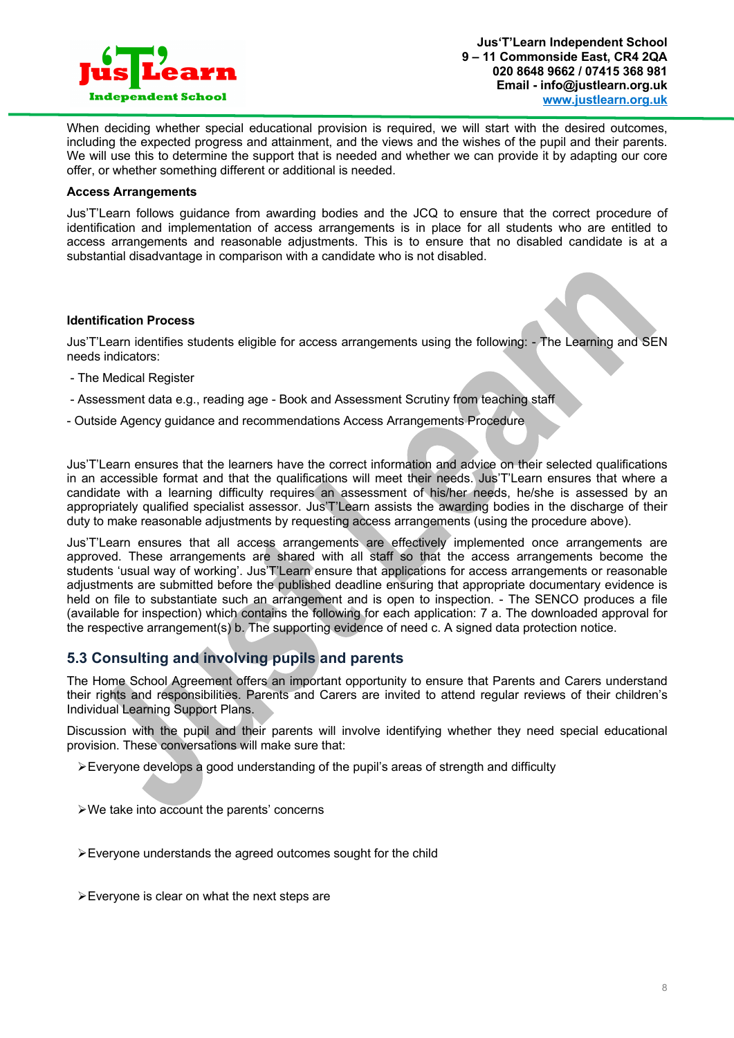When deciding whether special educational provision is required, we will start with the desired outcomes, including the expected progress and attainment, and the views and the wishes of the pupil and their parents. We will use this to determine the support that is needed and whether we can provide it by adapting our core offer, or whether something different or additional is needed.

**Access Arrangements**

Jus'T'Learn follows guidance from awarding bodies and the JCQ to ensure that the correct procedure of identification and implementation of access arrangements is in place for all students who are entitled to access arrangements and reasonable adjustments. This is to ensure that no disabled candidate is at a substantial disadvantage in comparison with a candidate who is not disabled.

**Identification Process**

Jus'T'Learn identifies students eligible for access arrangements using the following: - The Learning and SEN needs indicators:

- The Medical Register

- Assessment data e.g., reading age - Book and Assessment Scrutiny from teaching staff

- Outside Agency guidance and recommendations Access Arrangements Procedure

Jus'T'Learn ensures that the learners have the correct information and advice on their selected qualifications in an accessible format and that the qualifications will meet their needs. Jus'T'Learn ensures that where a candidate with a learning difficulty requires an assessment of his/her needs, he/she is assessed by an appropriately qualified specialist assessor. Jus'T'Learn assists the awarding bodies in the discharge of their duty to make reasonable adjustments by requesting access arrangements (using the procedure above).

Jus'T'Learn ensures that all access arrangements are effectively implemented once arrangements are approved. These arrangements are shared with all staff so that the access arrangements become the students 'usual way of working'. Jus'T'Learn ensure that applications for access arrangements or reasonable adjustments are submitted before the published deadline ensuring that appropriate documentary evidence is held on file to substantiate such an arrangement and is open to inspection. - The SENCO produces a file (available for inspection) which contains the following for each application: 7 a. The downloaded approval for the respective arrangement(s) b. The supporting evidence of need c. A signed data protection notice.

## 5.3 Consulting and involving pupils and parents

The Home School Agreement offers an important opportunity to ensure that Parents and Carers understand their rights and responsibilities. Parents and Carers are invited to attend regular reviews of their children's Individual Learning Support Plans.

Discussion with the pupil and their parents will involve identifying whether they need special educational provision. These conversations will make sure that:

- Everyone develops a good understanding of the pupil's areas of strength and difficulty
- We take into account the parents' concerns
- Everyone understands the agreed outcomes sought for the child
- Everyone is clear on what the next steps are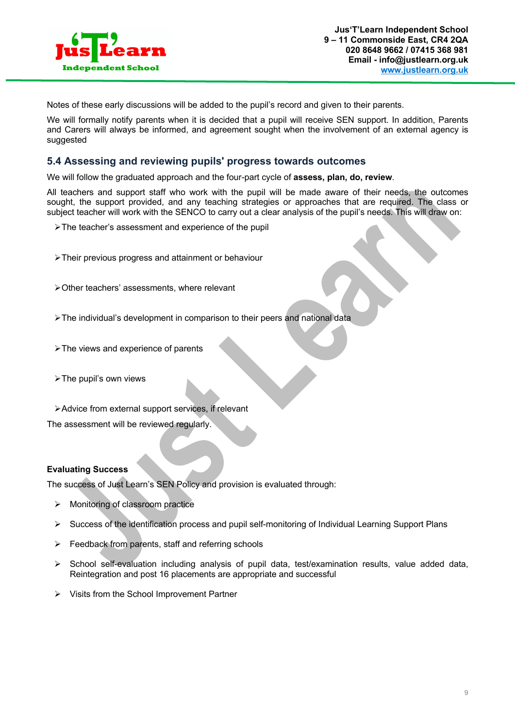Notes of these early discussions will be added to the pupil's record and given to their parents.

We will formally notify parents when it is decided that a pupil will receive SEN support. In addition, Parents and Carers will always be informed, and agreement sought when the involvement of an external agency is suggested

## 5.4 Assessing and reviewing pupils' progress towards outcomes

We will follow the graduated approach and the four-part cycle of **assess, plan, do, review**.

All teachers and support staff who work with the pupil will be made aware of their needs, the outcomes sought, the support provided, and any teaching strategies or approaches that are required. The class or subject teacher will work with the SENCO to carry out a clear analysis of the pupil's needs. This will draw on:

- The teacher's assessment and experience of the pupil
- Their previous progress and attainment or behaviour
- Other teachers' assessments, where relevant
- The individual's development in comparison to their peers and national data
- The views and experience of parents
- The pupil's own views
- Advice from external support services, if relevant

The assessment will be reviewed regularly.

**Evaluating Success**

The success of Just Learn's SEN Policy and provision is evaluated through:

- Monitoring of classroom practice
- Success of the identification process and pupil self-monitoring of Individual Learning Support Plans
- Feedback from parents, staff and referring schools
- School self-evaluation including analysis of pupil data, test/examination results, value added data, Reintegration and post 16 placements are appropriate and successful
- Visits from the School Improvement Partner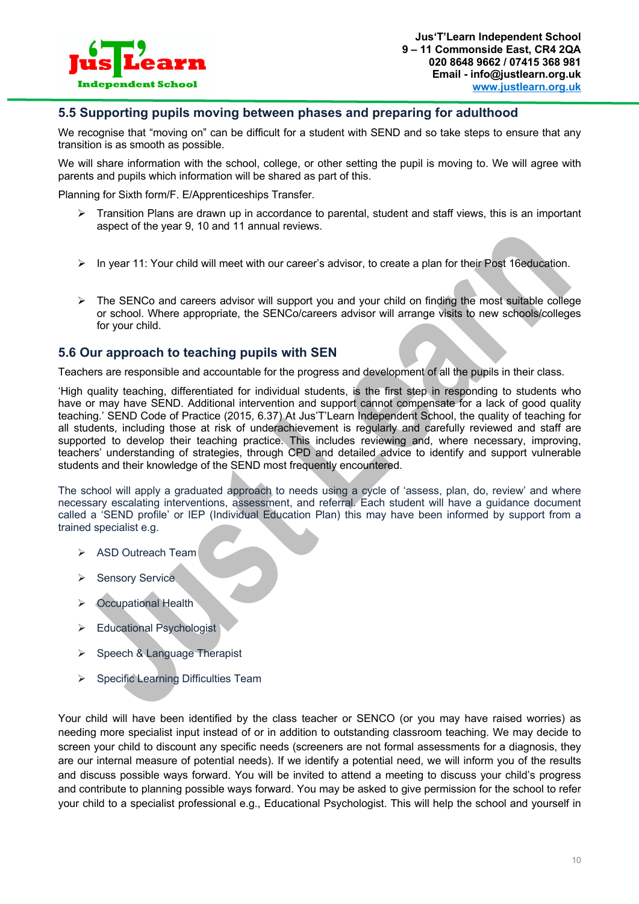## 5.5 Supporting pupils moving between phases and preparing for adulthood

We recognise that “moving on” can be difficult for a student with SEND and so take steps to ensure that any transition is as smooth as possible.

We will share information with the school, college, or other setting the pupil is moving to. We will agree with parents and pupils which information will be shared as part of this.

Planning for Sixth form/F. E/Apprenticeships Transfer.

- Transition Plans are drawn up in accordance to parental, student and staff views, this is an important aspect of the year 9, 10 and 11 annual reviews.
- In year 11: Your child will meet with our career’s advisor, to create a plan for their Post 16education.
- The SENCo and careers advisor will support you and your child on finding the most suitable college or school. Where appropriate, the SENCo/careers advisor will arrange visits to new schools/colleges for your child.

## 5.6 Our approach to teaching pupils with SEN

Teachers are responsible and accountable for the progress and development of all the pupils in their class.

‘High quality teaching, differentiated for individual students, is the first step in responding to students who have or may have SEND. Additional intervention and support cannot compensate for a lack of good quality teaching.’ SEND Code of Practice (2015, 6.37) At Jus’T’Learn Independent School, the quality of teaching for all students, including those at risk of underachievement is regularly and carefully reviewed and staff are supported to develop their teaching practice. This includes reviewing and, where necessary, improving, teachers’ understanding of strategies, through CPD and detailed advice to identify and support vulnerable students and their knowledge of the SEND most frequently encountered.

The school will apply a graduated approach to needs using a cycle of ‘assess, plan, do, review’ and where necessary escalating interventions, assessment, and referral. Each student will have a guidance document called a ‘SEND profile’ or IEP (Individual Education Plan) this may have been informed by support from a trained specialist e.g.

- ASD Outreach Team
- Sensory Service
- Occupational Health
- Educational Psychologist
- Speech & Language Therapist
- Specific Learning Difficulties Team

Your child will have been identified by the class teacher or SENCO (or you may have raised worries) as needing more specialist input instead of or in addition to outstanding classroom teaching. We may decide to screen your child to discount any specific needs (screeners are not formal assessments for a diagnosis, they are our internal measure of potential needs). If we identify a potential need, we will inform you of the results and discuss possible ways forward. You will be invited to attend a meeting to discuss your child’s progress and contribute to planning possible ways forward. You may be asked to give permission for the school to refer your child to a specialist professional e.g., Educational Psychologist. This will help the school and yourself in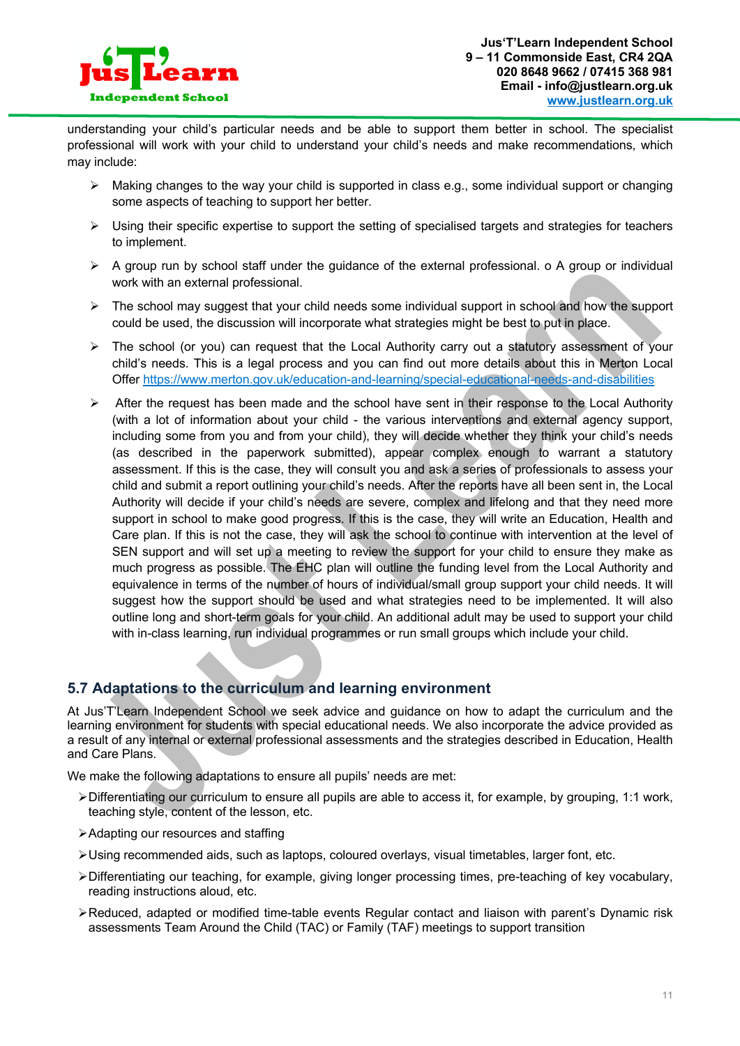understanding your child's particular needs and be able to support them better in school. The specialist professional will work with your child to understand your child's needs and make recommendations, which may include:

- Making changes to the way your child is supported in class e.g., some individual support or changing some aspects of teaching to support her better.
- Using their specific expertise to support the setting of specialised targets and strategies for teachers to implement.
- A group run by school staff under the guidance of the external professional. o A group or individual work with an external professional.
- The school may suggest that your child needs some individual support in school and how the support could be used, the discussion will incorporate what strategies might be best to put in place.
- The school (or you) can request that the Local Authority carry out a statutory assessment of your child's needs. This is a legal process and you can find out more details about this in Merton Local Offer https://www.merton.gov.uk/education-and-learning/special-educational-needs-and-disabilities
- After the request has been made and the school have sent in their response to the Local Authority (with a lot of information about your child - the various interventions and external agency support, including some from you and from your child), they will decide whether they think your child's needs (as described in the paperwork submitted), appear complex enough to warrant a statutory assessment. If this is the case, they will consult you and ask a series of professionals to assess your child and submit a report outlining your child's needs. After the reports have all been sent in, the Local Authority will decide if your child's needs are severe, complex and lifelong and that they need more support in school to make good progress. If this is the case, they will write an Education, Health and Care plan. If this is not the case, they will ask the school to continue with intervention at the level of SEN support and will set up a meeting to review the support for your child to ensure they make as much progress as possible. The EHC plan will outline the funding level from the Local Authority and equivalence in terms of the number of hours of individual/small group support your child needs. It will suggest how the support should be used and what strategies need to be implemented. It will also outline long and short-term goals for your child. An additional adult may be used to support your child with in-class learning, run individual programmes or run small groups which include your child.

## 5.7 Adaptations to the curriculum and learning environment

At Jus'T'Learn Independent School we seek advice and guidance on how to adapt the curriculum and the learning environment for students with special educational needs. We also incorporate the advice provided as a result of any internal or external professional assessments and the strategies described in Education, Health and Care Plans.

We make the following adaptations to ensure all pupils' needs are met:

- Differentiating our curriculum to ensure all pupils are able to access it, for example, by grouping, 1:1 work, teaching style, content of the lesson, etc.
- Adapting our resources and staffing
- Using recommended aids, such as laptops, coloured overlays, visual timetables, larger font, etc.
- Differentiating our teaching, for example, giving longer processing times, pre-teaching of key vocabulary, reading instructions aloud, etc.
- Reduced, adapted or modified time-table events Regular contact and liaison with parent's Dynamic risk assessments Team Around the Child (TAC) or Family (TAF) meetings to support transition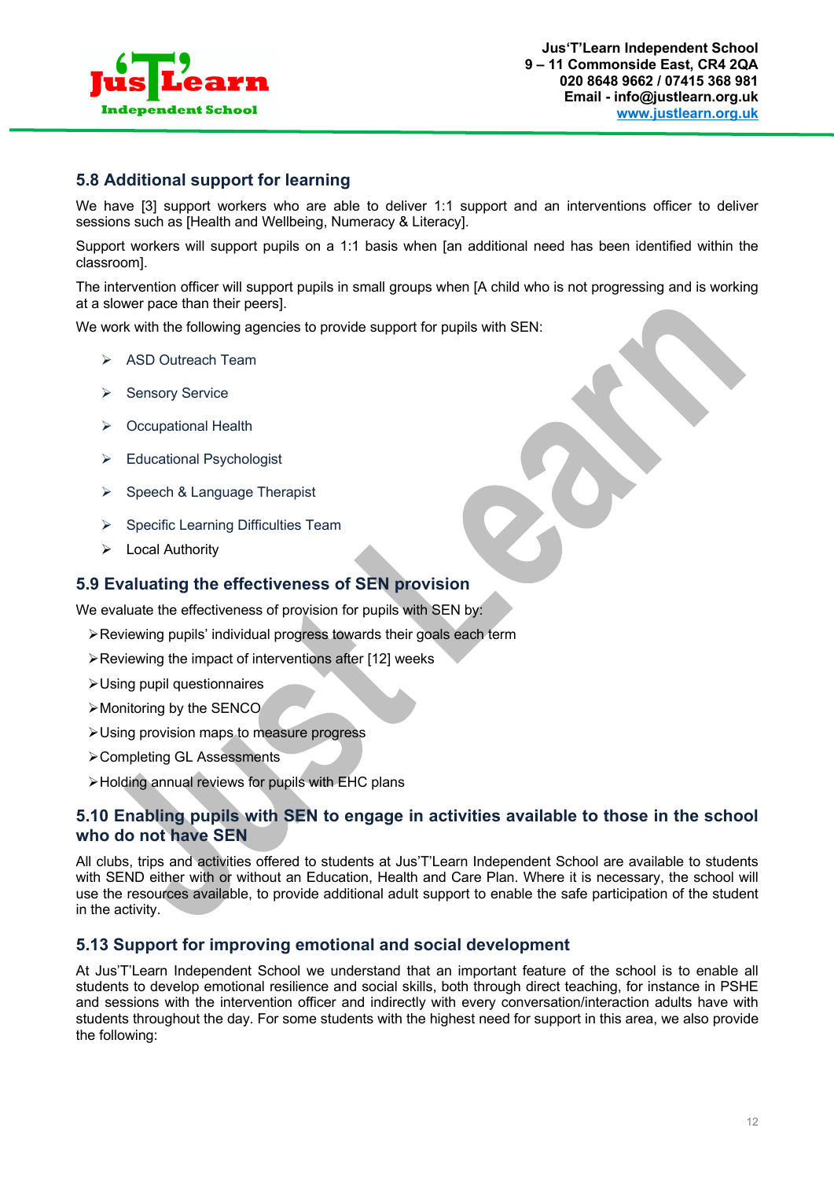## 5.8 Additional support for learning

We have [3] support workers who are able to deliver 1:1 support and an interventions officer to deliver sessions such as [Health and Wellbeing, Numeracy & Literacy].

Support workers will support pupils on a 1:1 basis when [an additional need has been identified within the classroom].

The intervention officer will support pupils in small groups when [A child who is not progressing and is working at a slower pace than their peers].

We work with the following agencies to provide support for pupils with SEN:

- ASD Outreach Team
- Sensory Service
- Occupational Health
- Educational Psychologist
- Speech & Language Therapist
- Specific Learning Difficulties Team
- Local Authority

## 5.9 Evaluating the effectiveness of SEN provision

We evaluate the effectiveness of provision for pupils with SEN by:

- Reviewing pupils' individual progress towards their goals each term
- Reviewing the impact of interventions after [12] weeks
- Using pupil questionnaires
- Monitoring by the SENCO
- Using provision maps to measure progress
- Completing GL Assessments
- Holding annual reviews for pupils with EHC plans

## 5.10 Enabling pupils with SEN to engage in activities available to those in the school who do not have SEN

All clubs, trips and activities offered to students at Jus'T'Learn Independent School are available to students with SEND either with or without an Education, Health and Care Plan. Where it is necessary, the school will use the resources available, to provide additional adult support to enable the safe participation of the student in the activity.

## 5.13 Support for improving emotional and social development

At Jus'T'Learn Independent School we understand that an important feature of the school is to enable all students to develop emotional resilience and social skills, both through direct teaching, for instance in PSHE and sessions with the intervention officer and indirectly with every conversation/interaction adults have with students throughout the day. For some students with the highest need for support in this area, we also provide the following: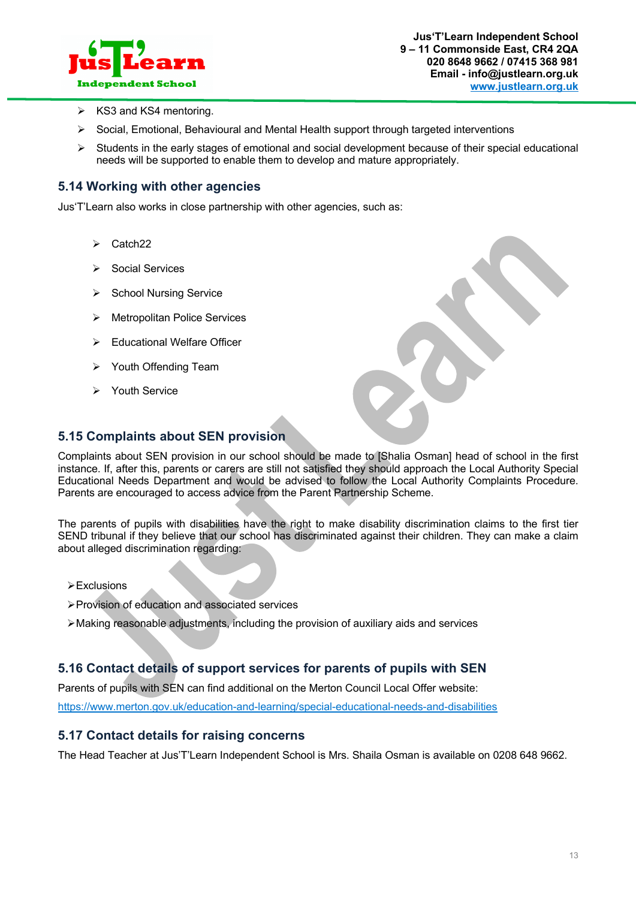- KS3 and KS4 mentoring.
- Social, Emotional, Behavioural and Mental Health support through targeted interventions
- Students in the early stages of emotional and social development because of their special educational needs will be supported to enable them to develop and mature appropriately.

## 5.14 Working with other agencies

Jus'T'Learn also works in close partnership with other agencies, such as:

- Catch22
- Social Services
- School Nursing Service
- Metropolitan Police Services
- Educational Welfare Officer
- Youth Offending Team
- Youth Service

## 5.15 Complaints about SEN provision

Complaints about SEN provision in our school should be made to [Shalia Osman] head of school in the first instance. If, after this, parents or carers are still not satisfied they should approach the Local Authority Special Educational Needs Department and would be advised to follow the Local Authority Complaints Procedure. Parents are encouraged to access advice from the Parent Partnership Scheme.

The parents of pupils with disabilities have the right to make disability discrimination claims to the first tier SEND tribunal if they believe that our school has discriminated against their children. They can make a claim about alleged discrimination regarding:

- Exclusions
- Provision of education and associated services
- Making reasonable adjustments, including the provision of auxiliary aids and services

## 5.16 Contact details of support services for parents of pupils with SEN

Parents of pupils with SEN can find additional on the Merton Council Local Offer website:

https://www.merton.gov.uk/education-and-learning/special-educational-needs-and-disabilities

## 5.17 Contact details for raising concerns

The Head Teacher at Jus'T'Learn Independent School is Mrs. Shaila Osman is available on 0208 648 9662.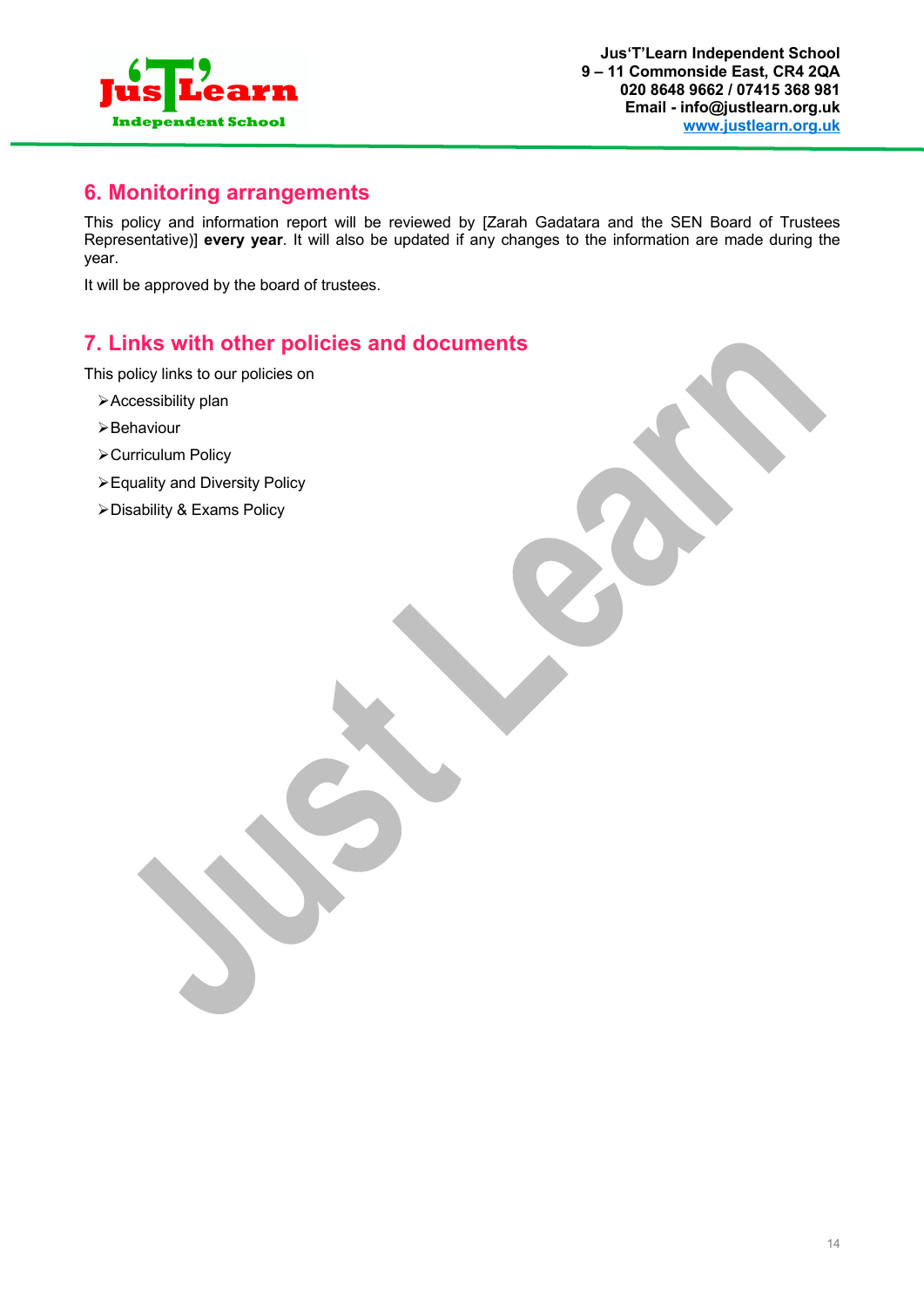## 6. Monitoring arrangements

This policy and information report will be reviewed by [Zarah Gadatara and the SEN Board of Trustees Representative)] **every year**. It will also be updated if any changes to the information are made during the year.

It will be approved by the board of trustees.

## 7. Links with other policies and documents

This policy links to our policies on

- Accessibility plan
- Behaviour
- Curriculum Policy
- Equality and Diversity Policy
- Disability & Exams Policy